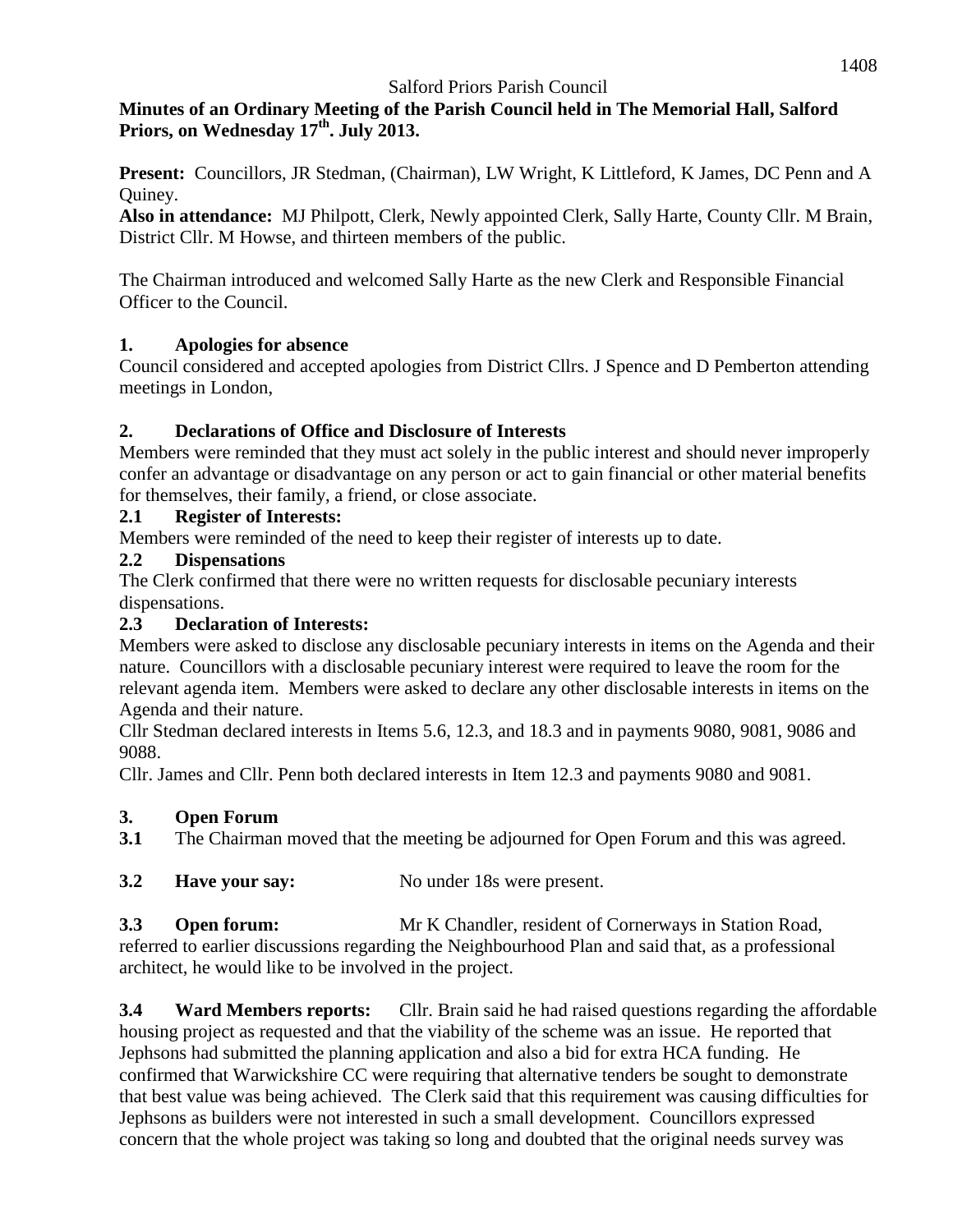Salford Priors Parish Council

**Minutes of an Ordinary Meeting of the Parish Council held in The Memorial Hall, Salford Priors, on Wednesday 17th. July 2013.**

**Present:** Councillors, JR Stedman, (Chairman), LW Wright, K Littleford, K James, DC Penn and A Quiney.

**Also in attendance:** MJ Philpott, Clerk, Newly appointed Clerk, Sally Harte, County Cllr. M Brain, District Cllr. M Howse, and thirteen members of the public.

The Chairman introduced and welcomed Sally Harte as the new Clerk and Responsible Financial Officer to the Council.

## 1. Apologies for absence

Council considered and accepted apologies from District Cllrs. J Spence and D Pemberton attending meetings in London,

## 2. Declarations of Office and Disclosure of Interests

Members were reminded that they must act solely in the public interest and should never improperly confer an advantage or disadvantage on any person or act to gain financial or other material benefits for themselves, their family, a friend, or close associate.

### 2.1 Register of Interests:

Members were reminded of the need to keep their register of interests up to date.

### 2.2 Dispensations

The Clerk confirmed that there were no written requests for disclosable pecuniary interests dispensations.

### 2.3 Declaration of Interests:

Members were asked to disclose any disclosable pecuniary interests in items on the Agenda and their nature. Councillors with a disclosable pecuniary interest were required to leave the room for the relevant agenda item. Members were asked to declare any other disclosable interests in items on the Agenda and their nature.

Cllr Stedman declared interests in Items 5.6, 12.3, and 18.3 and in payments 9080, 9081, 9086 and 9088.

Cllr. James and Cllr. Penn both declared interests in Item 12.3 and payments 9080 and 9081.

## 3. Open Forum

**3.1** The Chairman moved that the meeting be adjourned for Open Forum and this was agreed.

**3.2 Have your say:** No under 18s were present.

**3.3 Open forum:** Mr K Chandler, resident of Cornerways in Station Road, referred to earlier discussions regarding the Neighbourhood Plan and said that, as a professional architect, he would like to be involved in the project.

**3.4 Ward Members reports:** Cllr. Brain said he had raised questions regarding the affordable housing project as requested and that the viability of the scheme was an issue. He reported that Jephsons had submitted the planning application and also a bid for extra HCA funding. He confirmed that Warwickshire CC were requiring that alternative tenders be sought to demonstrate that best value was being achieved. The Clerk said that this requirement was causing difficulties for Jephsons as builders were not interested in such a small development. Councillors expressed concern that the whole project was taking so long and doubted that the original needs survey was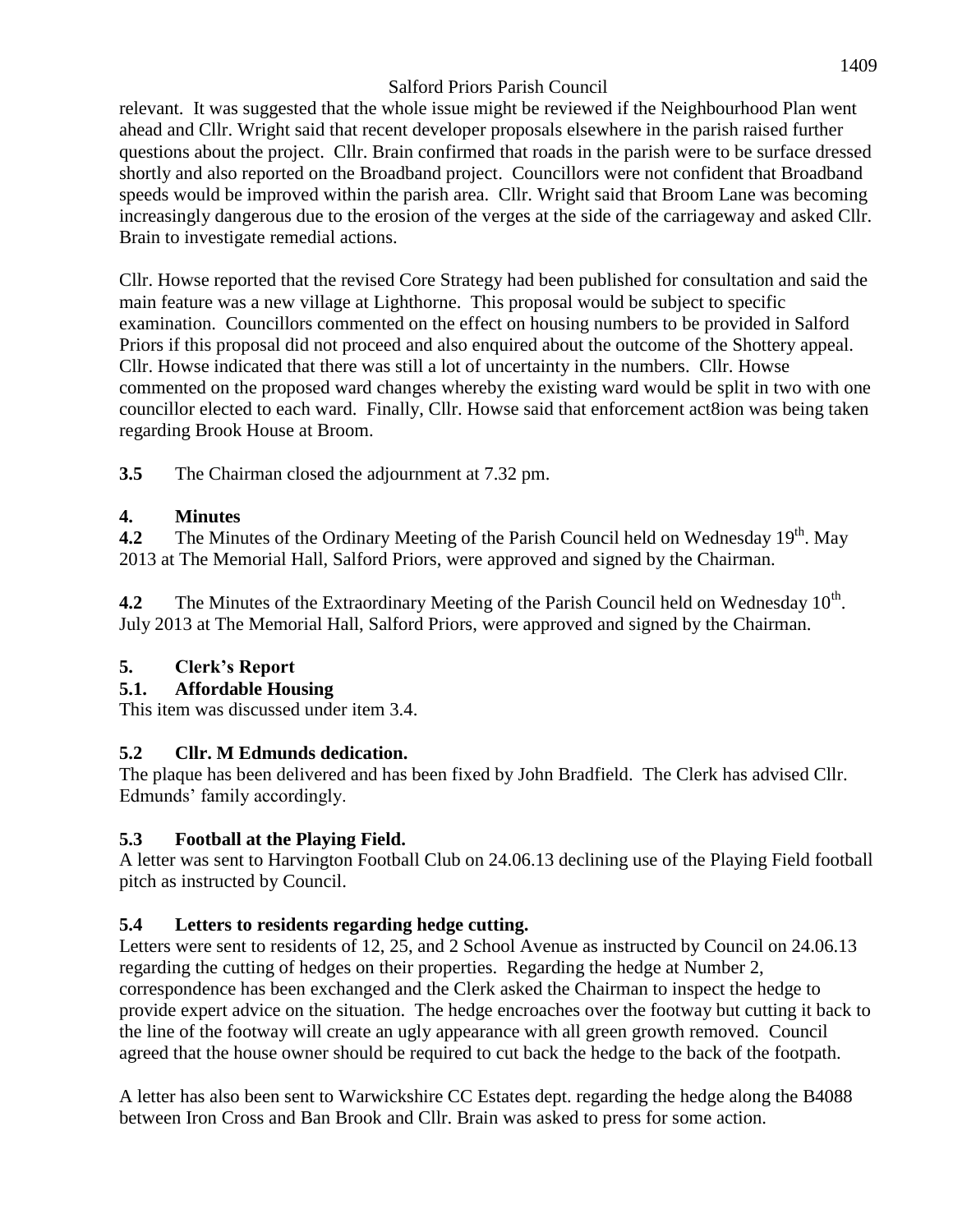relevant. It was suggested that the whole issue might be reviewed if the Neighbourhood Plan went ahead and Cllr. Wright said that recent developer proposals elsewhere in the parish raised further questions about the project. Cllr. Brain confirmed that roads in the parish were to be surface dressed shortly and also reported on the Broadband project. Councillors were not confident that Broadband speeds would be improved within the parish area. Cllr. Wright said that Broom Lane was becoming increasingly dangerous due to the erosion of the verges at the side of the carriageway and asked Cllr. Brain to investigate remedial actions.

Cllr. Howse reported that the revised Core Strategy had been published for consultation and said the main feature was a new village at Lighthorne. This proposal would be subject to specific examination. Councillors commented on the effect on housing numbers to be provided in Salford Priors if this proposal did not proceed and also enquired about the outcome of the Shottery appeal. Cllr. Howse indicated that there was still a lot of uncertainty in the numbers. Cllr. Howse commented on the proposed ward changes whereby the existing ward would be split in two with one councillor elected to each ward. Finally, Cllr. Howse said that enforcement act8ion was being taken regarding Brook House at Broom.

**3.5** The Chairman closed the adjournment at 7.32 pm.

## 4. Minutes

**4.2** The Minutes of the Ordinary Meeting of the Parish Council held on Wednesday 19th. May 2013 at The Memorial Hall, Salford Priors, were approved and signed by the Chairman.

**4.2** The Minutes of the Extraordinary Meeting of the Parish Council held on Wednesday 10th. July 2013 at The Memorial Hall, Salford Priors, were approved and signed by the Chairman.

## 5. Clerk's Report

### 5.1. Affordable Housing

This item was discussed under item 3.4.

### 5.2 Cllr. M Edmunds dedication.

The plaque has been delivered and has been fixed by John Bradfield. The Clerk has advised Cllr. Edmunds' family accordingly.

### 5.3 Football at the Playing Field.

A letter was sent to Harvington Football Club on 24.06.13 declining use of the Playing Field football pitch as instructed by Council.

### 5.4 Letters to residents regarding hedge cutting.

Letters were sent to residents of 12, 25, and 2 School Avenue as instructed by Council on 24.06.13 regarding the cutting of hedges on their properties. Regarding the hedge at Number 2, correspondence has been exchanged and the Clerk asked the Chairman to inspect the hedge to provide expert advice on the situation. The hedge encroaches over the footway but cutting it back to the line of the footway will create an ugly appearance with all green growth removed. Council agreed that the house owner should be required to cut back the hedge to the back of the footpath.

A letter has also been sent to Warwickshire CC Estates dept. regarding the hedge along the B4088 between Iron Cross and Ban Brook and Cllr. Brain was asked to press for some action.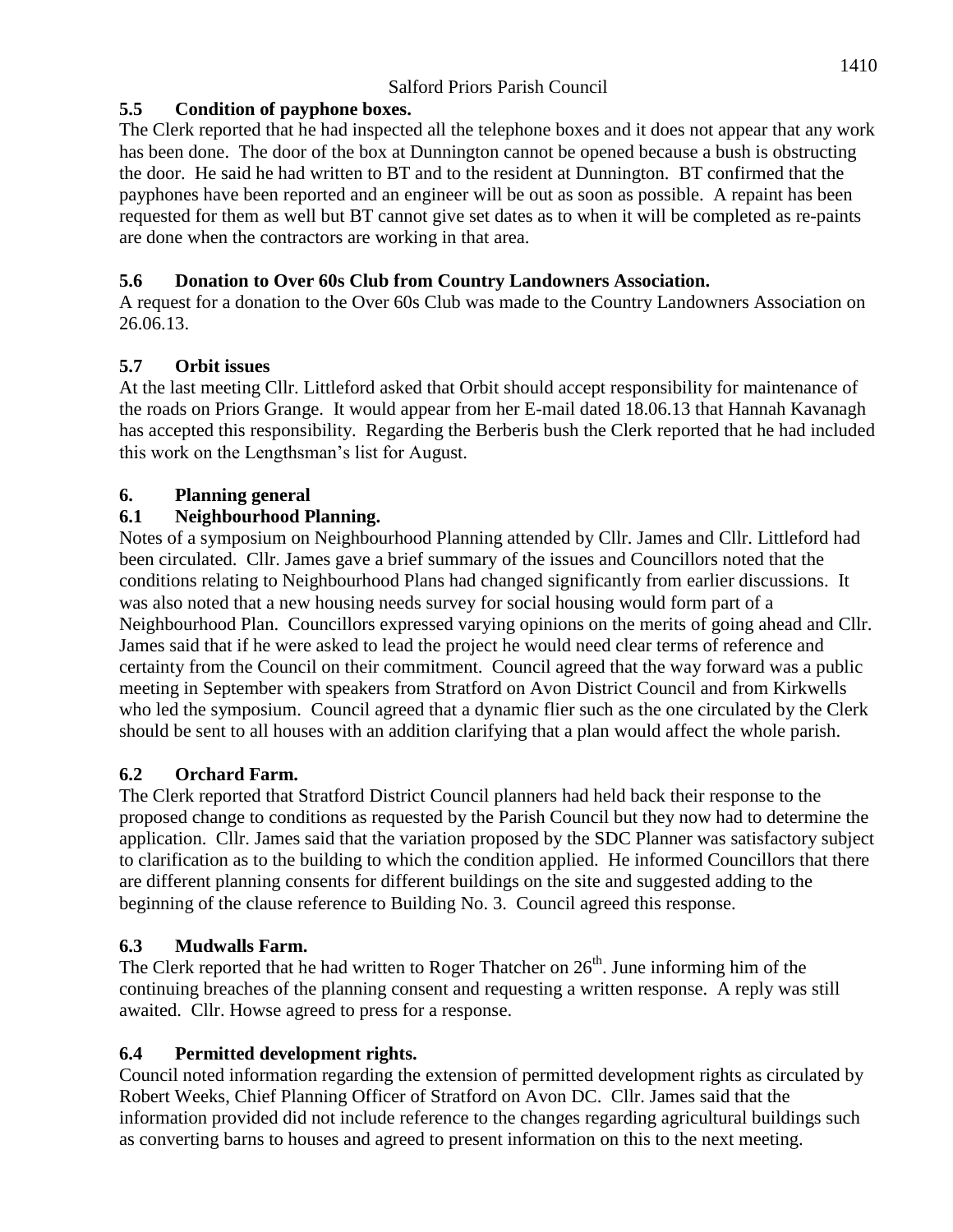**5.5 Condition of payphone boxes.**

The Clerk reported that he had inspected all the telephone boxes and it does not appear that any work has been done. The door of the box at Dunnington cannot be opened because a bush is obstructing the door. He said he had written to BT and to the resident at Dunnington. BT confirmed that the payphones have been reported and an engineer will be out as soon as possible. A repaint has been requested for them as well but BT cannot give set dates as to when it will be completed as re-paints are done when the contractors are working in that area.

**5.6 Donation to Over 60s Club from Country Landowners Association.**

A request for a donation to the Over 60s Club was made to the Country Landowners Association on 26.06.13.

**5.7 Orbit issues**

At the last meeting Cllr. Littleford asked that Orbit should accept responsibility for maintenance of the roads on Priors Grange. It would appear from her E-mail dated 18.06.13 that Hannah Kavanagh has accepted this responsibility. Regarding the Berberis bush the Clerk reported that he had included this work on the Lengthsman's list for August.

**6. Planning general**

**6.1 Neighbourhood Planning.**

Notes of a symposium on Neighbourhood Planning attended by Cllr. James and Cllr. Littleford had been circulated. Cllr. James gave a brief summary of the issues and Councillors noted that the conditions relating to Neighbourhood Plans had changed significantly from earlier discussions. It was also noted that a new housing needs survey for social housing would form part of a Neighbourhood Plan. Councillors expressed varying opinions on the merits of going ahead and Cllr. James said that if he were asked to lead the project he would need clear terms of reference and certainty from the Council on their commitment. Council agreed that the way forward was a public meeting in September with speakers from Stratford on Avon District Council and from Kirkwells who led the symposium. Council agreed that a dynamic flier such as the one circulated by the Clerk should be sent to all houses with an addition clarifying that a plan would affect the whole parish.

**6.2 Orchard Farm.**

The Clerk reported that Stratford District Council planners had held back their response to the proposed change to conditions as requested by the Parish Council but they now had to determine the application. Cllr. James said that the variation proposed by the SDC Planner was satisfactory subject to clarification as to the building to which the condition applied. He informed Councillors that there are different planning consents for different buildings on the site and suggested adding to the beginning of the clause reference to Building No. 3. Council agreed this response.

**6.3 Mudwalls Farm.**

The Clerk reported that he had written to Roger Thatcher on 26th. June informing him of the continuing breaches of the planning consent and requesting a written response. A reply was still awaited. Cllr. Howse agreed to press for a response.

**6.4 Permitted development rights.**

Council noted information regarding the extension of permitted development rights as circulated by Robert Weeks, Chief Planning Officer of Stratford on Avon DC. Cllr. James said that the information provided did not include reference to the changes regarding agricultural buildings such as converting barns to houses and agreed to present information on this to the next meeting.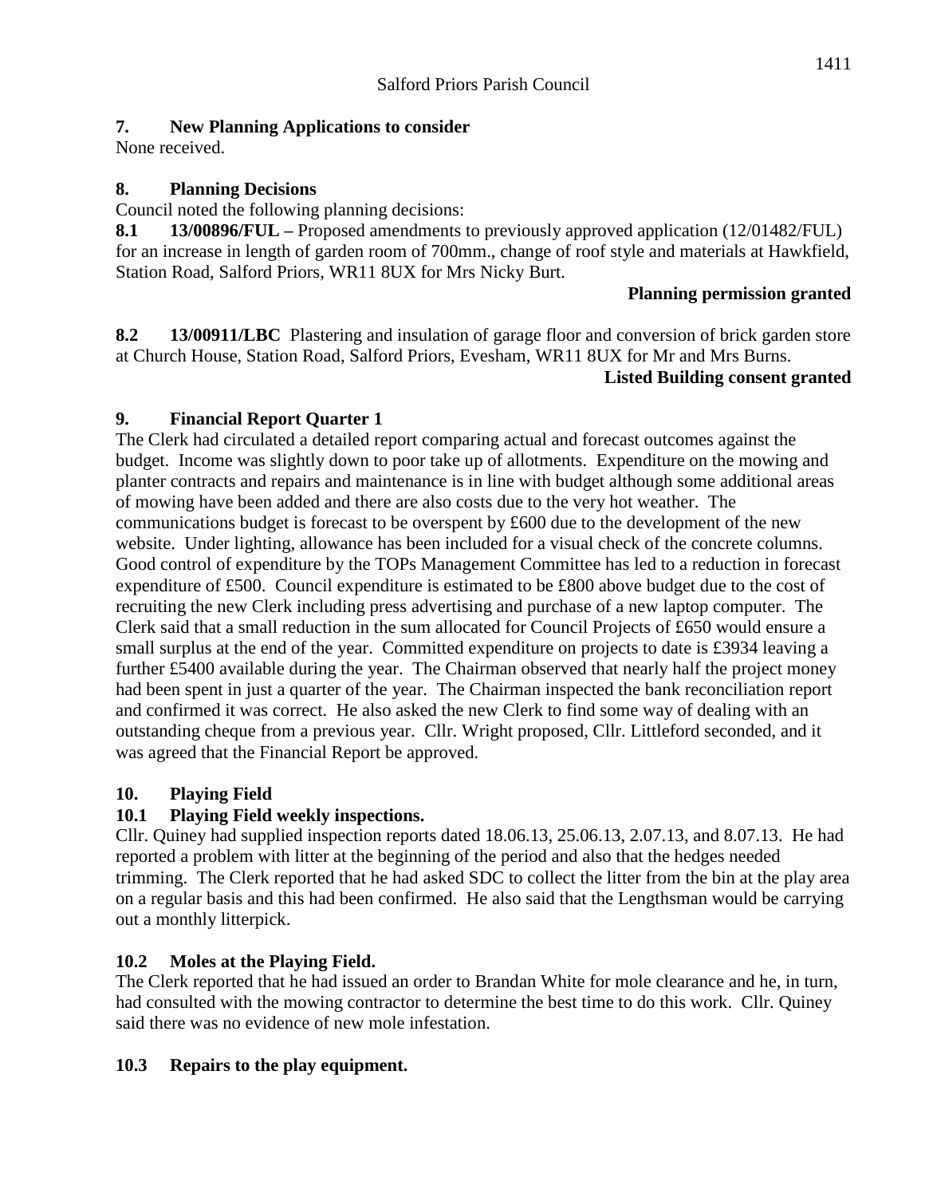## 7. New Planning Applications to consider

None received.

## 8. Planning Decisions

Council noted the following planning decisions:

**8.1 13/00896/FUL –** Proposed amendments to previously approved application (12/01482/FUL) for an increase in length of garden room of 700mm., change of roof style and materials at Hawkfield, Station Road, Salford Priors, WR11 8UX for Mrs Nicky Burt.

**Planning permission granted**

**8.2 13/00911/LBC** Plastering and insulation of garage floor and conversion of brick garden store at Church House, Station Road, Salford Priors, Evesham, WR11 8UX for Mr and Mrs Burns.

**Listed Building consent granted**

## 9. Financial Report Quarter 1

The Clerk had circulated a detailed report comparing actual and forecast outcomes against the budget. Income was slightly down to poor take up of allotments. Expenditure on the mowing and planter contracts and repairs and maintenance is in line with budget although some additional areas of mowing have been added and there are also costs due to the very hot weather. The communications budget is forecast to be overspent by £600 due to the development of the new website. Under lighting, allowance has been included for a visual check of the concrete columns. Good control of expenditure by the TOPs Management Committee has led to a reduction in forecast expenditure of £500. Council expenditure is estimated to be £800 above budget due to the cost of recruiting the new Clerk including press advertising and purchase of a new laptop computer. The Clerk said that a small reduction in the sum allocated for Council Projects of £650 would ensure a small surplus at the end of the year. Committed expenditure on projects to date is £3934 leaving a further £5400 available during the year. The Chairman observed that nearly half the project money had been spent in just a quarter of the year. The Chairman inspected the bank reconciliation report and confirmed it was correct. He also asked the new Clerk to find some way of dealing with an outstanding cheque from a previous year. Cllr. Wright proposed, Cllr. Littleford seconded, and it was agreed that the Financial Report be approved.

## 10. Playing Field

### 10.1 Playing Field weekly inspections.

Cllr. Quiney had supplied inspection reports dated 18.06.13, 25.06.13, 2.07.13, and 8.07.13. He had reported a problem with litter at the beginning of the period and also that the hedges needed trimming. The Clerk reported that he had asked SDC to collect the litter from the bin at the play area on a regular basis and this had been confirmed. He also said that the Lengthsman would be carrying out a monthly litterpick.

### 10.2 Moles at the Playing Field.

The Clerk reported that he had issued an order to Brandan White for mole clearance and he, in turn, had consulted with the mowing contractor to determine the best time to do this work. Cllr. Quiney said there was no evidence of new mole infestation.

### 10.3 Repairs to the play equipment.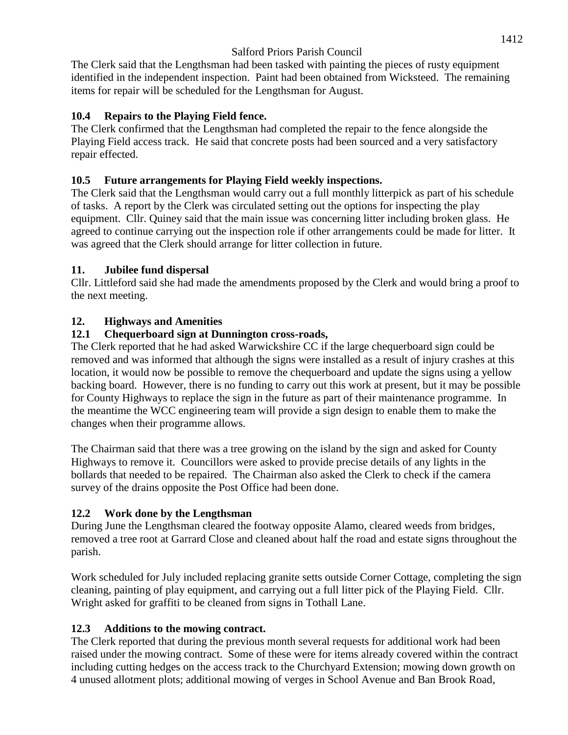The Clerk said that the Lengthsman had been tasked with painting the pieces of rusty equipment identified in the independent inspection. Paint had been obtained from Wicksteed. The remaining items for repair will be scheduled for the Lengthsman for August.

**10.4 Repairs to the Playing Field fence.**

The Clerk confirmed that the Lengthsman had completed the repair to the fence alongside the Playing Field access track. He said that concrete posts had been sourced and a very satisfactory repair effected.

**10.5 Future arrangements for Playing Field weekly inspections.**

The Clerk said that the Lengthsman would carry out a full monthly litterpick as part of his schedule of tasks. A report by the Clerk was circulated setting out the options for inspecting the play equipment. Cllr. Quiney said that the main issue was concerning litter including broken glass. He agreed to continue carrying out the inspection role if other arrangements could be made for litter. It was agreed that the Clerk should arrange for litter collection in future.

**11. Jubilee fund dispersal**

Cllr. Littleford said she had made the amendments proposed by the Clerk and would bring a proof to the next meeting.

**12. Highways and Amenities**

**12.1 Chequerboard sign at Dunnington cross-roads,**

The Clerk reported that he had asked Warwickshire CC if the large chequerboard sign could be removed and was informed that although the signs were installed as a result of injury crashes at this location, it would now be possible to remove the chequerboard and update the signs using a yellow backing board. However, there is no funding to carry out this work at present, but it may be possible for County Highways to replace the sign in the future as part of their maintenance programme. In the meantime the WCC engineering team will provide a sign design to enable them to make the changes when their programme allows.

The Chairman said that there was a tree growing on the island by the sign and asked for County Highways to remove it. Councillors were asked to provide precise details of any lights in the bollards that needed to be repaired. The Chairman also asked the Clerk to check if the camera survey of the drains opposite the Post Office had been done.

**12.2 Work done by the Lengthsman**

During June the Lengthsman cleared the footway opposite Alamo, cleared weeds from bridges, removed a tree root at Garrard Close and cleaned about half the road and estate signs throughout the parish.

Work scheduled for July included replacing granite setts outside Corner Cottage, completing the sign cleaning, painting of play equipment, and carrying out a full litter pick of the Playing Field. Cllr. Wright asked for graffiti to be cleaned from signs in Tothall Lane.

**12.3 Additions to the mowing contract.**

The Clerk reported that during the previous month several requests for additional work had been raised under the mowing contract. Some of these were for items already covered within the contract including cutting hedges on the access track to the Churchyard Extension; mowing down growth on 4 unused allotment plots; additional mowing of verges in School Avenue and Ban Brook Road,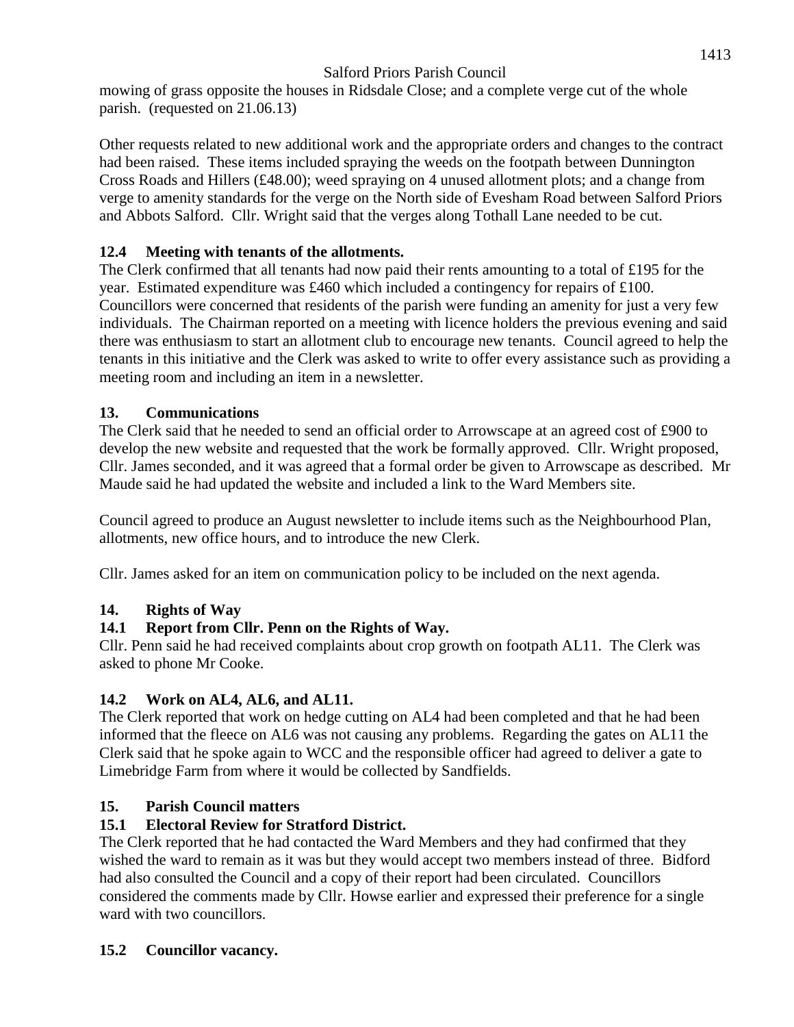mowing of grass opposite the houses in Ridsdale Close; and a complete verge cut of the whole parish. (requested on 21.06.13)

Other requests related to new additional work and the appropriate orders and changes to the contract had been raised. These items included spraying the weeds on the footpath between Dunnington Cross Roads and Hillers (£48.00); weed spraying on 4 unused allotment plots; and a change from verge to amenity standards for the verge on the North side of Evesham Road between Salford Priors and Abbots Salford. Cllr. Wright said that the verges along Tothall Lane needed to be cut.

### 12.4 Meeting with tenants of the allotments.

The Clerk confirmed that all tenants had now paid their rents amounting to a total of £195 for the year. Estimated expenditure was £460 which included a contingency for repairs of £100. Councillors were concerned that residents of the parish were funding an amenity for just a very few individuals. The Chairman reported on a meeting with licence holders the previous evening and said there was enthusiasm to start an allotment club to encourage new tenants. Council agreed to help the tenants in this initiative and the Clerk was asked to write to offer every assistance such as providing a meeting room and including an item in a newsletter.

## 13. Communications

The Clerk said that he needed to send an official order to Arrowscape at an agreed cost of £900 to develop the new website and requested that the work be formally approved. Cllr. Wright proposed, Cllr. James seconded, and it was agreed that a formal order be given to Arrowscape as described. Mr Maude said he had updated the website and included a link to the Ward Members site.

Council agreed to produce an August newsletter to include items such as the Neighbourhood Plan, allotments, new office hours, and to introduce the new Clerk.

Cllr. James asked for an item on communication policy to be included on the next agenda.

## 14. Rights of Way

### 14.1 Report from Cllr. Penn on the Rights of Way.

Cllr. Penn said he had received complaints about crop growth on footpath AL11. The Clerk was asked to phone Mr Cooke.

### 14.2 Work on AL4, AL6, and AL11.

The Clerk reported that work on hedge cutting on AL4 had been completed and that he had been informed that the fleece on AL6 was not causing any problems. Regarding the gates on AL11 the Clerk said that he spoke again to WCC and the responsible officer had agreed to deliver a gate to Limebridge Farm from where it would be collected by Sandfields.

## 15. Parish Council matters

### 15.1 Electoral Review for Stratford District.

The Clerk reported that he had contacted the Ward Members and they had confirmed that they wished the ward to remain as it was but they would accept two members instead of three. Bidford had also consulted the Council and a copy of their report had been circulated. Councillors considered the comments made by Cllr. Howse earlier and expressed their preference for a single ward with two councillors.

### 15.2 Councillor vacancy.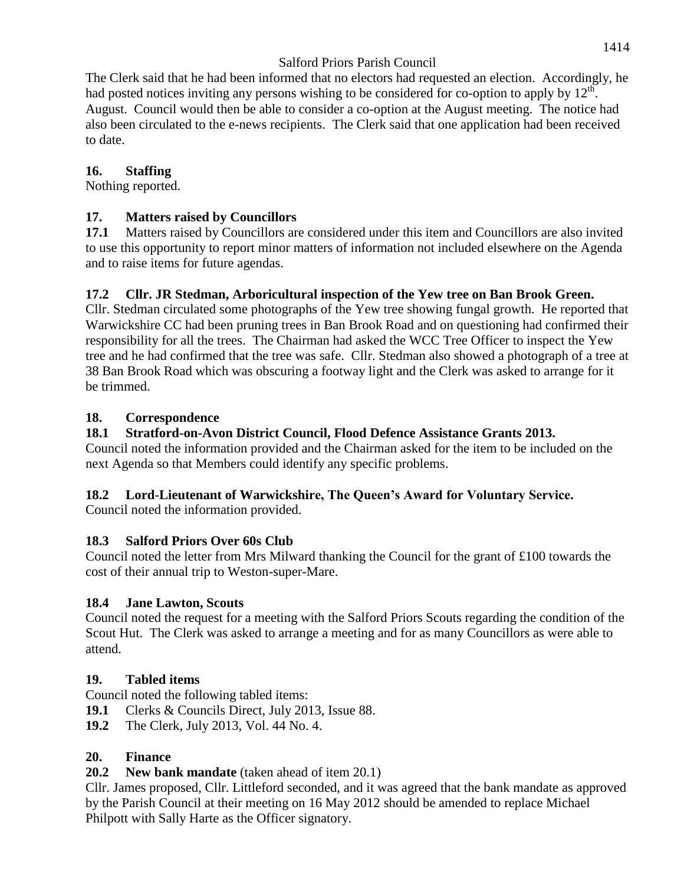The Clerk said that he had been informed that no electors had requested an election. Accordingly, he had posted notices inviting any persons wishing to be considered for co-option to apply by 12th. August. Council would then be able to consider a co-option at the August meeting. The notice had also been circulated to the e-news recipients. The Clerk said that one application had been received to date.

### 16. Staffing

Nothing reported.

### 17. Matters raised by Councillors

**17.1** Matters raised by Councillors are considered under this item and Councillors are also invited to use this opportunity to report minor matters of information not included elsewhere on the Agenda and to raise items for future agendas.

**17.2 Cllr. JR Stedman, Arboricultural inspection of the Yew tree on Ban Brook Green.**

Cllr. Stedman circulated some photographs of the Yew tree showing fungal growth. He reported that Warwickshire CC had been pruning trees in Ban Brook Road and on questioning had confirmed their responsibility for all the trees. The Chairman had asked the WCC Tree Officer to inspect the Yew tree and he had confirmed that the tree was safe. Cllr. Stedman also showed a photograph of a tree at 38 Ban Brook Road which was obscuring a footway light and the Clerk was asked to arrange for it be trimmed.

### 18. Correspondence

**18.1 Stratford-on-Avon District Council, Flood Defence Assistance Grants 2013.**

Council noted the information provided and the Chairman asked for the item to be included on the next Agenda so that Members could identify any specific problems.

**18.2 Lord-Lieutenant of Warwickshire, The Queen's Award for Voluntary Service.**

Council noted the information provided.

**18.3 Salford Priors Over 60s Club**

Council noted the letter from Mrs Milward thanking the Council for the grant of £100 towards the cost of their annual trip to Weston-super-Mare.

**18.4 Jane Lawton, Scouts**

Council noted the request for a meeting with the Salford Priors Scouts regarding the condition of the Scout Hut. The Clerk was asked to arrange a meeting and for as many Councillors as were able to attend.

### 19. Tabled items

Council noted the following tabled items:

**19.1** Clerks & Councils Direct, July 2013, Issue 88.

**19.2** The Clerk, July 2013, Vol. 44 No. 4.

### 20. Finance

**20.2 New bank mandate** (taken ahead of item 20.1)

Cllr. James proposed, Cllr. Littleford seconded, and it was agreed that the bank mandate as approved by the Parish Council at their meeting on 16 May 2012 should be amended to replace Michael Philpott with Sally Harte as the Officer signatory.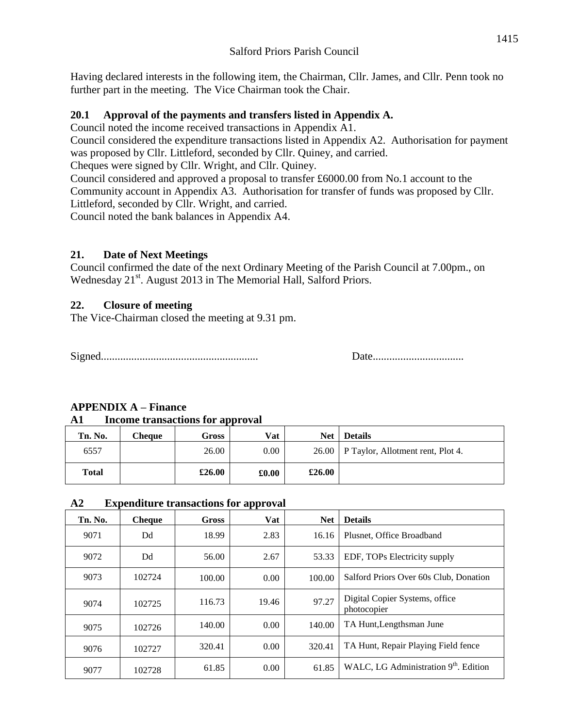Having declared interests in the following item, the Chairman, Cllr. James, and Cllr. Penn took no further part in the meeting. The Vice Chairman took the Chair.

### 20.1 Approval of the payments and transfers listed in Appendix A.

Council noted the income received transactions in Appendix A1.

Council considered the expenditure transactions listed in Appendix A2. Authorisation for payment was proposed by Cllr. Littleford, seconded by Cllr. Quiney, and carried.

Cheques were signed by Cllr. Wright, and Cllr. Quiney.

Council considered and approved a proposal to transfer £6000.00 from No.1 account to the Community account in Appendix A3. Authorisation for transfer of funds was proposed by Cllr. Littleford, seconded by Cllr. Wright, and carried.

Council noted the bank balances in Appendix A4.

### 21. Date of Next Meetings

Council confirmed the date of the next Ordinary Meeting of the Parish Council at 7.00pm., on Wednesday 21st. August 2013 in The Memorial Hall, Salford Priors.

### 22. Closure of meeting

The Vice-Chairman closed the meeting at 9.31 pm.

Signed.........................................................            Date.................................

## APPENDIX A – Finance

### A1 Income transactions for approval

| Tn. No. | Cheque | Gross | Vat | Net | Details |
|---|---|---|---|---|---|
| 6557 | | 26.00 | 0.00 | 26.00 | P Taylor, Allotment rent, Plot 4. |
| **Total** | | **£26.00** | **£0.00** | **£26.00** | |

### A2 Expenditure transactions for approval

| Tn. No. | Cheque | Gross | Vat | Net | Details |
|---|---|---|---|---|---|
| 9071 | Dd | 18.99 | 2.83 | 16.16 | Plusnet, Office Broadband |
| 9072 | Dd | 56.00 | 2.67 | 53.33 | EDF, TOPs Electricity supply |
| 9073 | 102724 | 100.00 | 0.00 | 100.00 | Salford Priors Over 60s Club, Donation |
| 9074 | 102725 | 116.73 | 19.46 | 97.27 | Digital Copier Systems, office photocopier |
| 9075 | 102726 | 140.00 | 0.00 | 140.00 | TA Hunt,Lengthsman June |
| 9076 | 102727 | 320.41 | 0.00 | 320.41 | TA Hunt, Repair Playing Field fence |
| 9077 | 102728 | 61.85 | 0.00 | 61.85 | WALC, LG Administration 9th. Edition |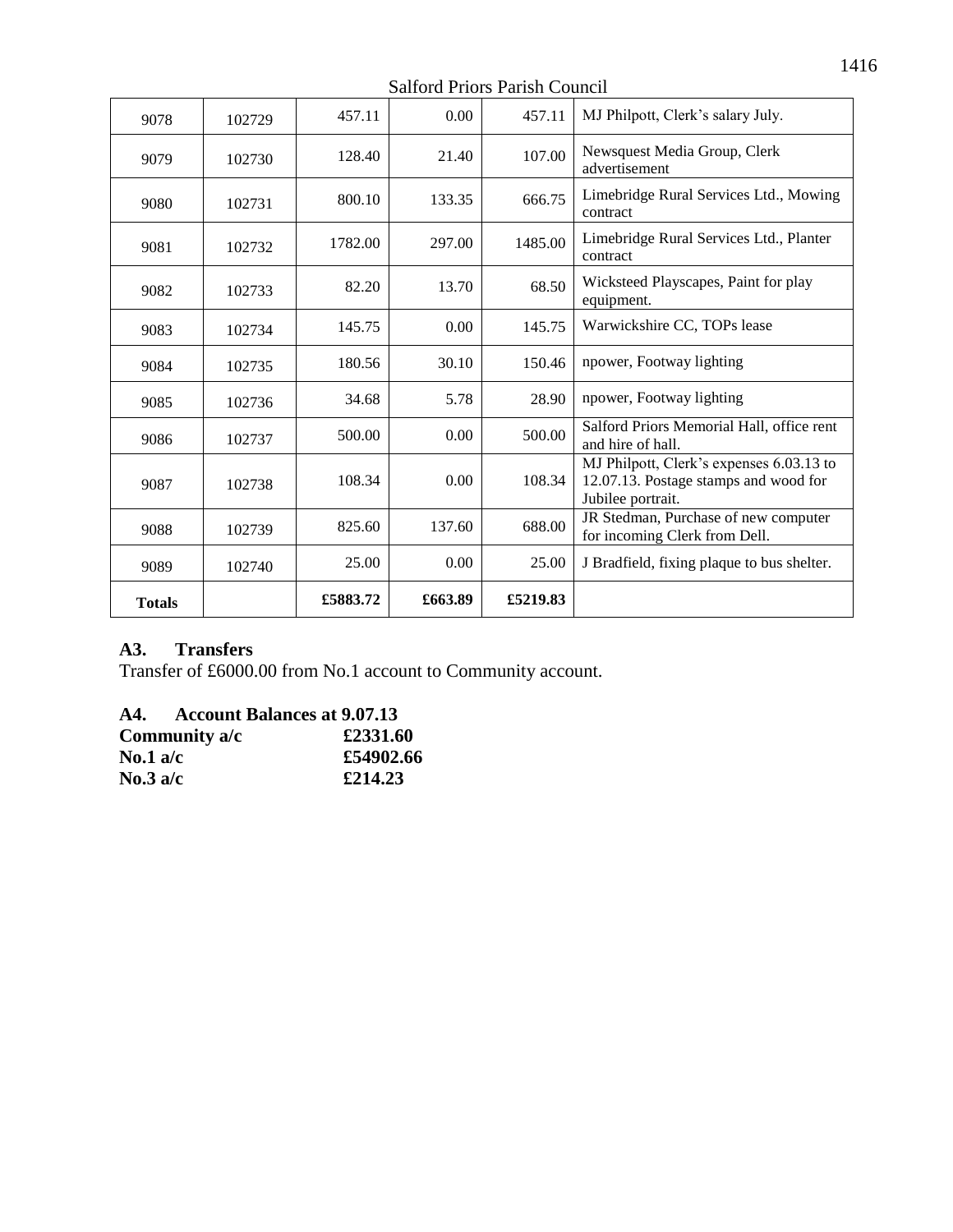| | | | | | |
|---|---|---|---|---|---|
| 9078 | 102729 | 457.11 | 0.00 | 457.11 | MJ Philpott, Clerk's salary July. |
| 9079 | 102730 | 128.40 | 21.40 | 107.00 | Newsquest Media Group, Clerk advertisement |
| 9080 | 102731 | 800.10 | 133.35 | 666.75 | Limebridge Rural Services Ltd., Mowing contract |
| 9081 | 102732 | 1782.00 | 297.00 | 1485.00 | Limebridge Rural Services Ltd., Planter contract |
| 9082 | 102733 | 82.20 | 13.70 | 68.50 | Wicksteed Playscapes, Paint for play equipment. |
| 9083 | 102734 | 145.75 | 0.00 | 145.75 | Warwickshire CC, TOPs lease |
| 9084 | 102735 | 180.56 | 30.10 | 150.46 | npower, Footway lighting |
| 9085 | 102736 | 34.68 | 5.78 | 28.90 | npower, Footway lighting |
| 9086 | 102737 | 500.00 | 0.00 | 500.00 | Salford Priors Memorial Hall, office rent and hire of hall. |
| 9087 | 102738 | 108.34 | 0.00 | 108.34 | MJ Philpott, Clerk's expenses 6.03.13 to 12.07.13. Postage stamps and wood for Jubilee portrait. |
| 9088 | 102739 | 825.60 | 137.60 | 688.00 | JR Stedman, Purchase of new computer for incoming Clerk from Dell. |
| 9089 | 102740 | 25.00 | 0.00 | 25.00 | J Bradfield, fixing plaque to bus shelter. |
| **Totals** | | **£5883.72** | **£663.89** | **£5219.83** | |

### A3. Transfers

Transfer of £6000.00 from No.1 account to Community account.

### A4. Account Balances at 9.07.13

**Community a/c** **£2331.60**
**No.1 a/c** **£54902.66**
**No.3 a/c** **£214.23**